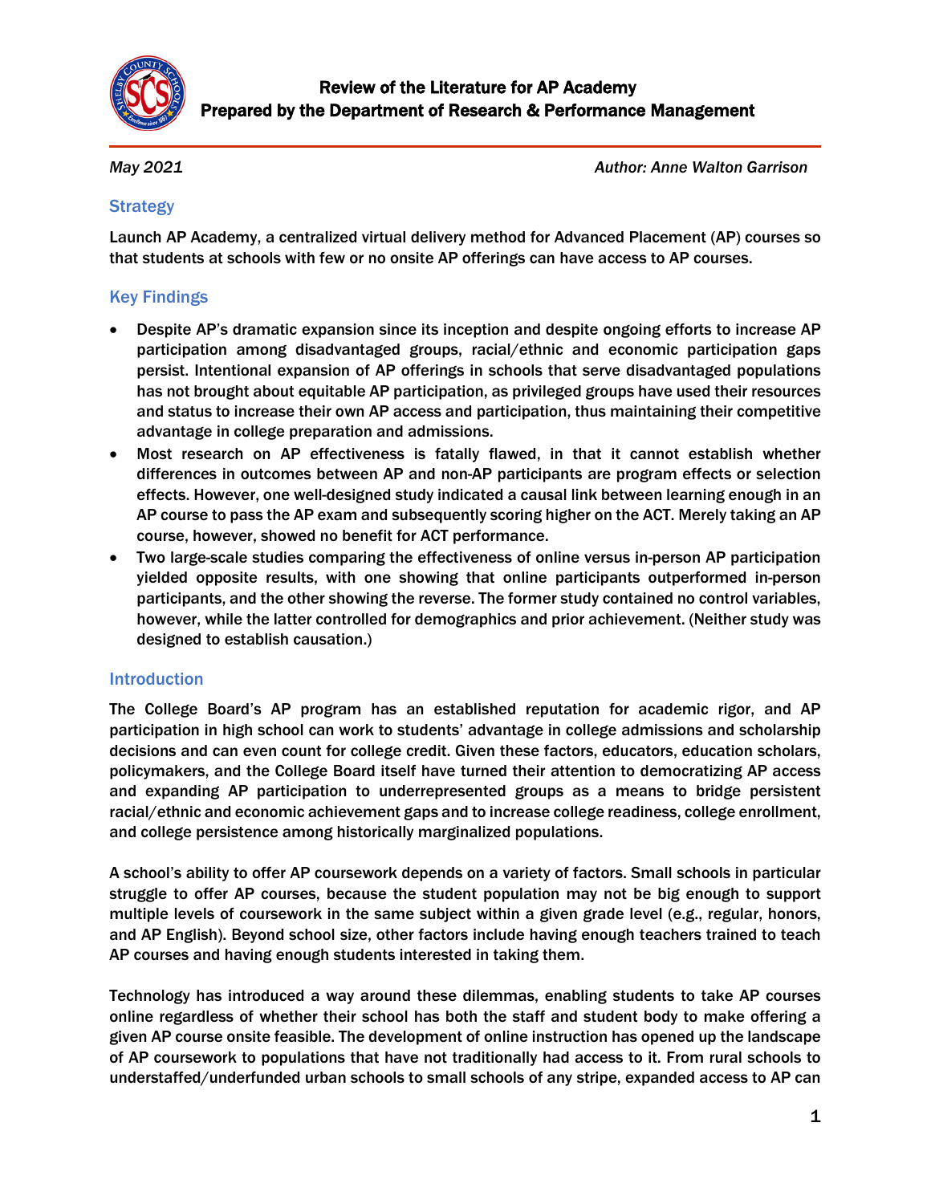# Review of the Literature for AP Academy
## Prepared by the Department of Research & Performance Management

*May 2021* *Author: Anne Walton Garrison*

## Strategy

Launch AP Academy, a centralized virtual delivery method for Advanced Placement (AP) courses so that students at schools with few or no onsite AP offerings can have access to AP courses.

## Key Findings

- Despite AP's dramatic expansion since its inception and despite ongoing efforts to increase AP participation among disadvantaged groups, racial/ethnic and economic participation gaps persist. Intentional expansion of AP offerings in schools that serve disadvantaged populations has not brought about equitable AP participation, as privileged groups have used their resources and status to increase their own AP access and participation, thus maintaining their competitive advantage in college preparation and admissions.
- Most research on AP effectiveness is fatally flawed, in that it cannot establish whether differences in outcomes between AP and non-AP participants are program effects or selection effects. However, one well-designed study indicated a causal link between learning enough in an AP course to pass the AP exam and subsequently scoring higher on the ACT. Merely taking an AP course, however, showed no benefit for ACT performance.
- Two large-scale studies comparing the effectiveness of online versus in-person AP participation yielded opposite results, with one showing that online participants outperformed in-person participants, and the other showing the reverse. The former study contained no control variables, however, while the latter controlled for demographics and prior achievement. (Neither study was designed to establish causation.)

## Introduction

The College Board's AP program has an established reputation for academic rigor, and AP participation in high school can work to students' advantage in college admissions and scholarship decisions and can even count for college credit. Given these factors, educators, education scholars, policymakers, and the College Board itself have turned their attention to democratizing AP access and expanding AP participation to underrepresented groups as a means to bridge persistent racial/ethnic and economic achievement gaps and to increase college readiness, college enrollment, and college persistence among historically marginalized populations.

A school's ability to offer AP coursework depends on a variety of factors. Small schools in particular struggle to offer AP courses, because the student population may not be big enough to support multiple levels of coursework in the same subject within a given grade level (e.g., regular, honors, and AP English). Beyond school size, other factors include having enough teachers trained to teach AP courses and having enough students interested in taking them.

Technology has introduced a way around these dilemmas, enabling students to take AP courses online regardless of whether their school has both the staff and student body to make offering a given AP course onsite feasible. The development of online instruction has opened up the landscape of AP coursework to populations that have not traditionally had access to it. From rural schools to understaffed/underfunded urban schools to small schools of any stripe, expanded access to AP can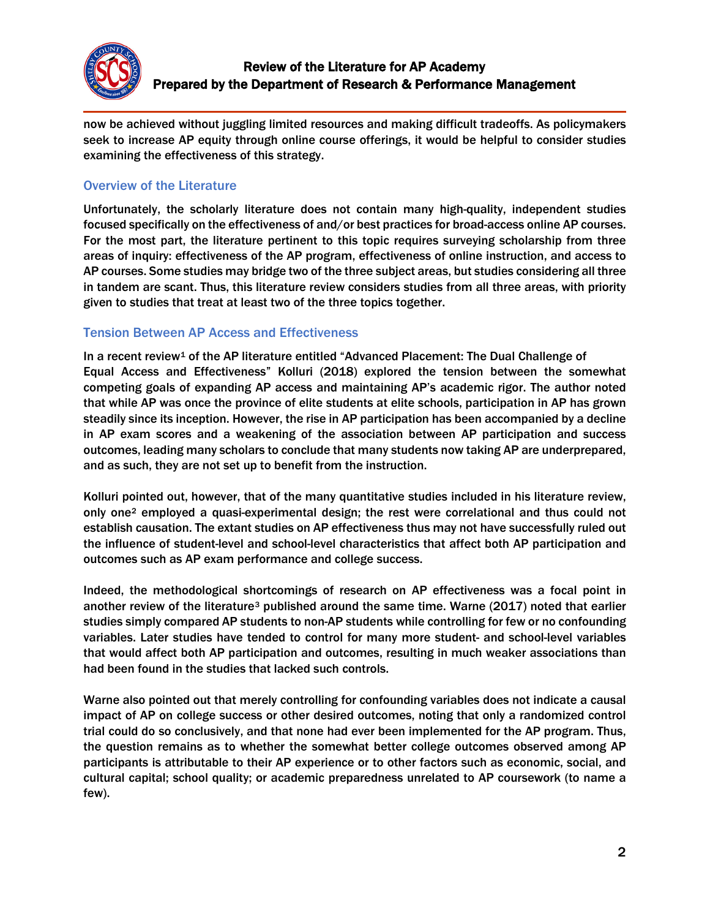now be achieved without juggling limited resources and making difficult tradeoffs. As policymakers seek to increase AP equity through online course offerings, it would be helpful to consider studies examining the effectiveness of this strategy.

## Overview of the Literature

Unfortunately, the scholarly literature does not contain many high-quality, independent studies focused specifically on the effectiveness of and/or best practices for broad-access online AP courses. For the most part, the literature pertinent to this topic requires surveying scholarship from three areas of inquiry: effectiveness of the AP program, effectiveness of online instruction, and access to AP courses. Some studies may bridge two of the three subject areas, but studies considering all three in tandem are scant. Thus, this literature review considers studies from all three areas, with priority given to studies that treat at least two of the three topics together.

## Tension Between AP Access and Effectiveness

In a recent review[1] of the AP literature entitled "Advanced Placement: The Dual Challenge of Equal Access and Effectiveness" Kolluri (2018) explored the tension between the somewhat competing goals of expanding AP access and maintaining AP's academic rigor. The author noted that while AP was once the province of elite students at elite schools, participation in AP has grown steadily since its inception. However, the rise in AP participation has been accompanied by a decline in AP exam scores and a weakening of the association between AP participation and success outcomes, leading many scholars to conclude that many students now taking AP are underprepared, and as such, they are not set up to benefit from the instruction.

Kolluri pointed out, however, that of the many quantitative studies included in his literature review, only one[2] employed a quasi-experimental design; the rest were correlational and thus could not establish causation. The extant studies on AP effectiveness thus may not have successfully ruled out the influence of student-level and school-level characteristics that affect both AP participation and outcomes such as AP exam performance and college success.

Indeed, the methodological shortcomings of research on AP effectiveness was a focal point in another review of the literature[3] published around the same time. Warne (2017) noted that earlier studies simply compared AP students to non-AP students while controlling for few or no confounding variables. Later studies have tended to control for many more student- and school-level variables that would affect both AP participation and outcomes, resulting in much weaker associations than had been found in the studies that lacked such controls.

Warne also pointed out that merely controlling for confounding variables does not indicate a causal impact of AP on college success or other desired outcomes, noting that only a randomized control trial could do so conclusively, and that none had ever been implemented for the AP program. Thus, the question remains as to whether the somewhat better college outcomes observed among AP participants is attributable to their AP experience or to other factors such as economic, social, and cultural capital; school quality; or academic preparedness unrelated to AP coursework (to name a few).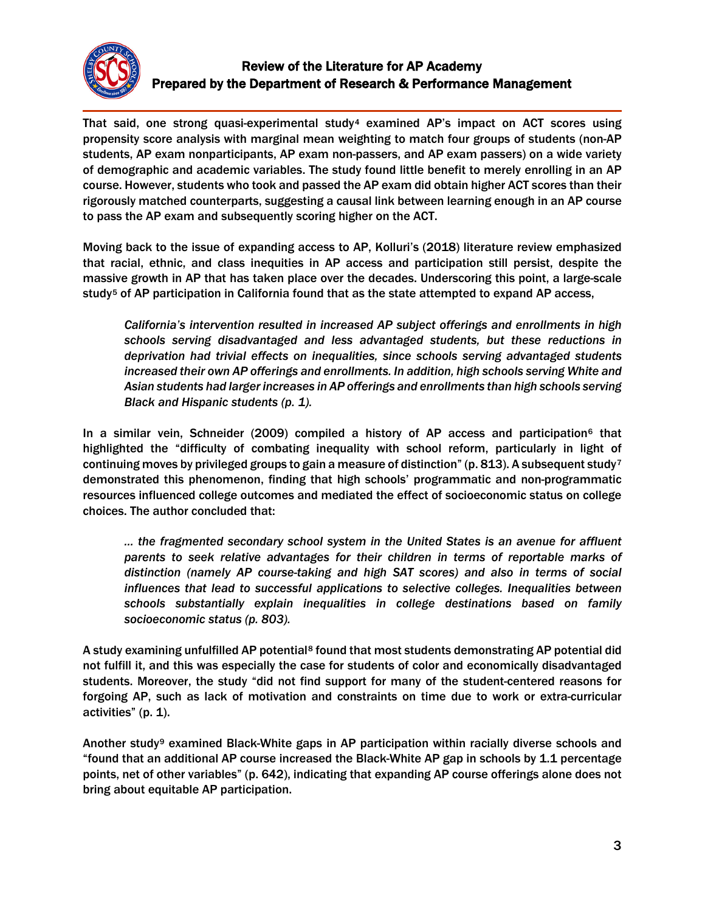That said, one strong quasi-experimental study[4] examined AP's impact on ACT scores using propensity score analysis with marginal mean weighting to match four groups of students (non-AP students, AP exam nonparticipants, AP exam non-passers, and AP exam passers) on a wide variety of demographic and academic variables. The study found little benefit to merely enrolling in an AP course. However, students who took and passed the AP exam did obtain higher ACT scores than their rigorously matched counterparts, suggesting a causal link between learning enough in an AP course to pass the AP exam and subsequently scoring higher on the ACT.

Moving back to the issue of expanding access to AP, Kolluri's (2018) literature review emphasized that racial, ethnic, and class inequities in AP access and participation still persist, despite the massive growth in AP that has taken place over the decades. Underscoring this point, a large-scale study[5] of AP participation in California found that as the state attempted to expand AP access,

> *California's intervention resulted in increased AP subject offerings and enrollments in high schools serving disadvantaged and less advantaged students, but these reductions in deprivation had trivial effects on inequalities, since schools serving advantaged students increased their own AP offerings and enrollments. In addition, high schools serving White and Asian students had larger increases in AP offerings and enrollments than high schools serving Black and Hispanic students (p. 1).*

In a similar vein, Schneider (2009) compiled a history of AP access and participation[6] that highlighted the "difficulty of combating inequality with school reform, particularly in light of continuing moves by privileged groups to gain a measure of distinction" (p. 813). A subsequent study[7] demonstrated this phenomenon, finding that high schools' programmatic and non-programmatic resources influenced college outcomes and mediated the effect of socioeconomic status on college choices. The author concluded that:

> *… the fragmented secondary school system in the United States is an avenue for affluent parents to seek relative advantages for their children in terms of reportable marks of distinction (namely AP course-taking and high SAT scores) and also in terms of social influences that lead to successful applications to selective colleges. Inequalities between schools substantially explain inequalities in college destinations based on family socioeconomic status (p. 803).*

A study examining unfulfilled AP potential[8] found that most students demonstrating AP potential did not fulfill it, and this was especially the case for students of color and economically disadvantaged students. Moreover, the study "did not find support for many of the student-centered reasons for forgoing AP, such as lack of motivation and constraints on time due to work or extra-curricular activities" (p. 1).

Another study[9] examined Black-White gaps in AP participation within racially diverse schools and "found that an additional AP course increased the Black-White AP gap in schools by 1.1 percentage points, net of other variables" (p. 642), indicating that expanding AP course offerings alone does not bring about equitable AP participation.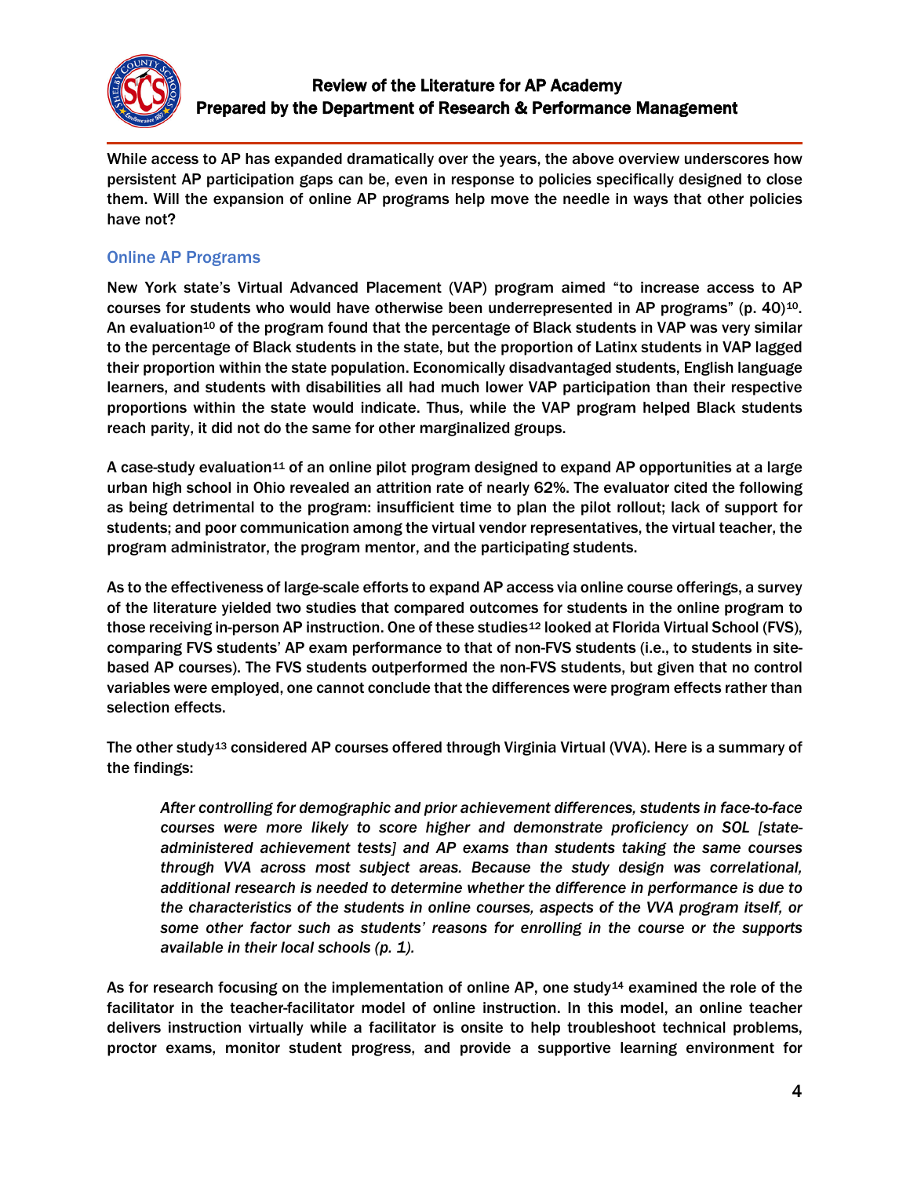While access to AP has expanded dramatically over the years, the above overview underscores how persistent AP participation gaps can be, even in response to policies specifically designed to close them. Will the expansion of online AP programs help move the needle in ways that other policies have not?

## Online AP Programs

New York state's Virtual Advanced Placement (VAP) program aimed "to increase access to AP courses for students who would have otherwise been underrepresented in AP programs" (p. 40)[10]. An evaluation[10] of the program found that the percentage of Black students in VAP was very similar to the percentage of Black students in the state, but the proportion of Latinx students in VAP lagged their proportion within the state population. Economically disadvantaged students, English language learners, and students with disabilities all had much lower VAP participation than their respective proportions within the state would indicate. Thus, while the VAP program helped Black students reach parity, it did not do the same for other marginalized groups.

A case-study evaluation[11] of an online pilot program designed to expand AP opportunities at a large urban high school in Ohio revealed an attrition rate of nearly 62%. The evaluator cited the following as being detrimental to the program: insufficient time to plan the pilot rollout; lack of support for students; and poor communication among the virtual vendor representatives, the virtual teacher, the program administrator, the program mentor, and the participating students.

As to the effectiveness of large-scale efforts to expand AP access via online course offerings, a survey of the literature yielded two studies that compared outcomes for students in the online program to those receiving in-person AP instruction. One of these studies[12] looked at Florida Virtual School (FVS), comparing FVS students' AP exam performance to that of non-FVS students (i.e., to students in site-based AP courses). The FVS students outperformed the non-FVS students, but given that no control variables were employed, one cannot conclude that the differences were program effects rather than selection effects.

The other study[13] considered AP courses offered through Virginia Virtual (VVA). Here is a summary of the findings:

> *After controlling for demographic and prior achievement differences, students in face-to-face courses were more likely to score higher and demonstrate proficiency on SOL [state-administered achievement tests] and AP exams than students taking the same courses through VVA across most subject areas. Because the study design was correlational, additional research is needed to determine whether the difference in performance is due to the characteristics of the students in online courses, aspects of the VVA program itself, or some other factor such as students' reasons for enrolling in the course or the supports available in their local schools (p. 1).*

As for research focusing on the implementation of online AP, one study[14] examined the role of the facilitator in the teacher-facilitator model of online instruction. In this model, an online teacher delivers instruction virtually while a facilitator is onsite to help troubleshoot technical problems, proctor exams, monitor student progress, and provide a supportive learning environment for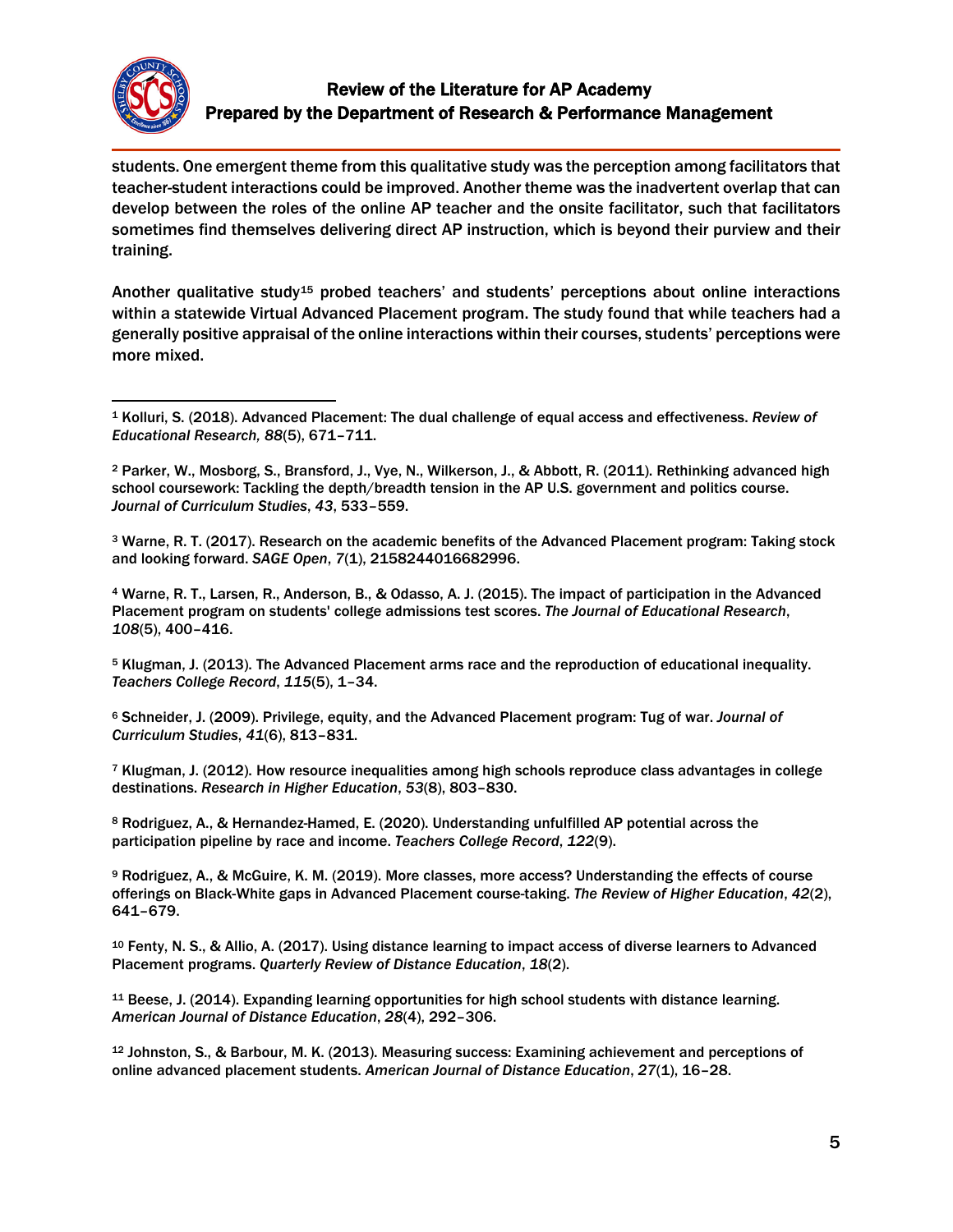students. One emergent theme from this qualitative study was the perception among facilitators that teacher-student interactions could be improved. Another theme was the inadvertent overlap that can develop between the roles of the online AP teacher and the onsite facilitator, such that facilitators sometimes find themselves delivering direct AP instruction, which is beyond their purview and their training.

Another qualitative study[15] probed teachers' and students' perceptions about online interactions within a statewide Virtual Advanced Placement program. The study found that while teachers had a generally positive appraisal of the online interactions within their courses, students' perceptions were more mixed.

---

[1] Kolluri, S. (2018). Advanced Placement: The dual challenge of equal access and effectiveness. *Review of Educational Research, 88*(5), 671–711.

[2] Parker, W., Mosborg, S., Bransford, J., Vye, N., Wilkerson, J., & Abbott, R. (2011). Rethinking advanced high school coursework: Tackling the depth/breadth tension in the AP U.S. government and politics course. *Journal of Curriculum Studies*, *43*, 533–559.

[3] Warne, R. T. (2017). Research on the academic benefits of the Advanced Placement program: Taking stock and looking forward. *SAGE Open*, *7*(1), 2158244016682996.

[4] Warne, R. T., Larsen, R., Anderson, B., & Odasso, A. J. (2015). The impact of participation in the Advanced Placement program on students' college admissions test scores. *The Journal of Educational Research*, *108*(5), 400–416.

[5] Klugman, J. (2013). The Advanced Placement arms race and the reproduction of educational inequality. *Teachers College Record*, *115*(5), 1–34.

[6] Schneider, J. (2009). Privilege, equity, and the Advanced Placement program: Tug of war. *Journal of Curriculum Studies*, *41*(6), 813–831.

[7] Klugman, J. (2012). How resource inequalities among high schools reproduce class advantages in college destinations. *Research in Higher Education*, *53*(8), 803–830.

[8] Rodriguez, A., & Hernandez-Hamed, E. (2020). Understanding unfulfilled AP potential across the participation pipeline by race and income. *Teachers College Record*, *122*(9).

[9] Rodriguez, A., & McGuire, K. M. (2019). More classes, more access? Understanding the effects of course offerings on Black-White gaps in Advanced Placement course-taking. *The Review of Higher Education*, *42*(2), 641–679.

[10] Fenty, N. S., & Allio, A. (2017). Using distance learning to impact access of diverse learners to Advanced Placement programs. *Quarterly Review of Distance Education*, *18*(2).

[11] Beese, J. (2014). Expanding learning opportunities for high school students with distance learning. *American Journal of Distance Education*, *28*(4), 292–306.

[12] Johnston, S., & Barbour, M. K. (2013). Measuring success: Examining achievement and perceptions of online advanced placement students. *American Journal of Distance Education*, *27*(1), 16–28.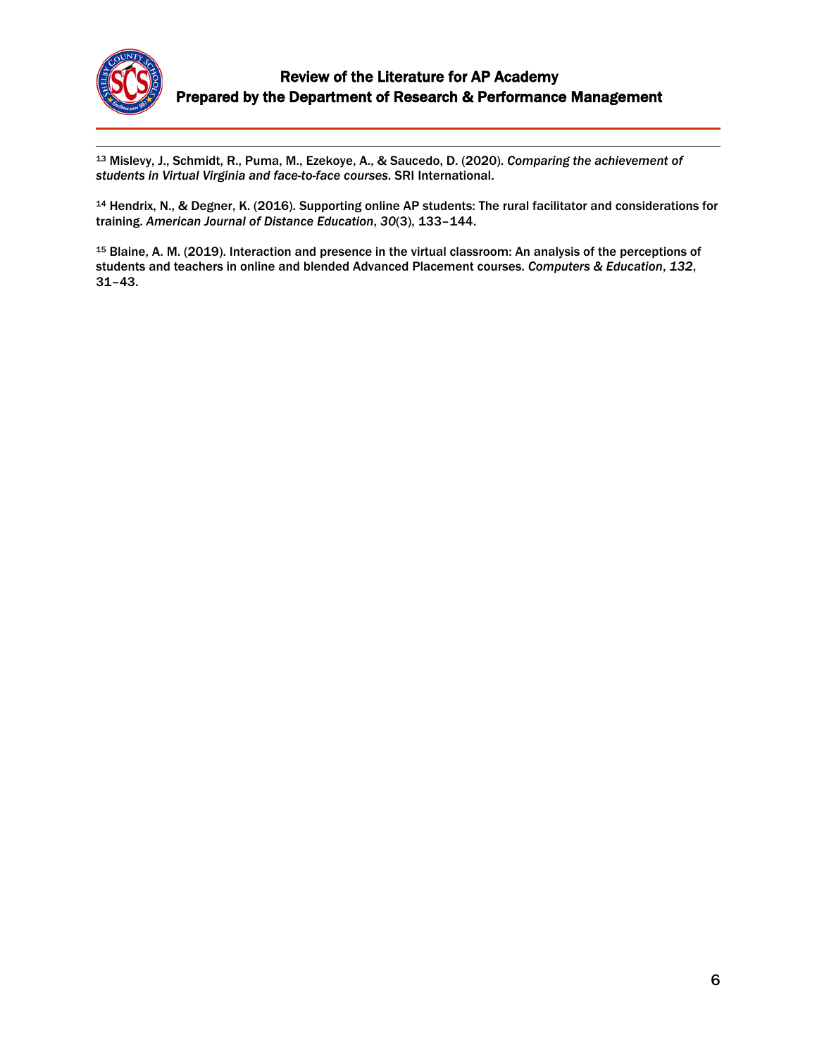[13] Mislevy, J., Schmidt, R., Puma, M., Ezekoye, A., & Saucedo, D. (2020). *Comparing the achievement of students in Virtual Virginia and face-to-face courses*. SRI International.

[14] Hendrix, N., & Degner, K. (2016). Supporting online AP students: The rural facilitator and considerations for training. *American Journal of Distance Education*, *30*(3), 133–144.

[15] Blaine, A. M. (2019). Interaction and presence in the virtual classroom: An analysis of the perceptions of students and teachers in online and blended Advanced Placement courses. *Computers & Education*, *132*, 31–43.